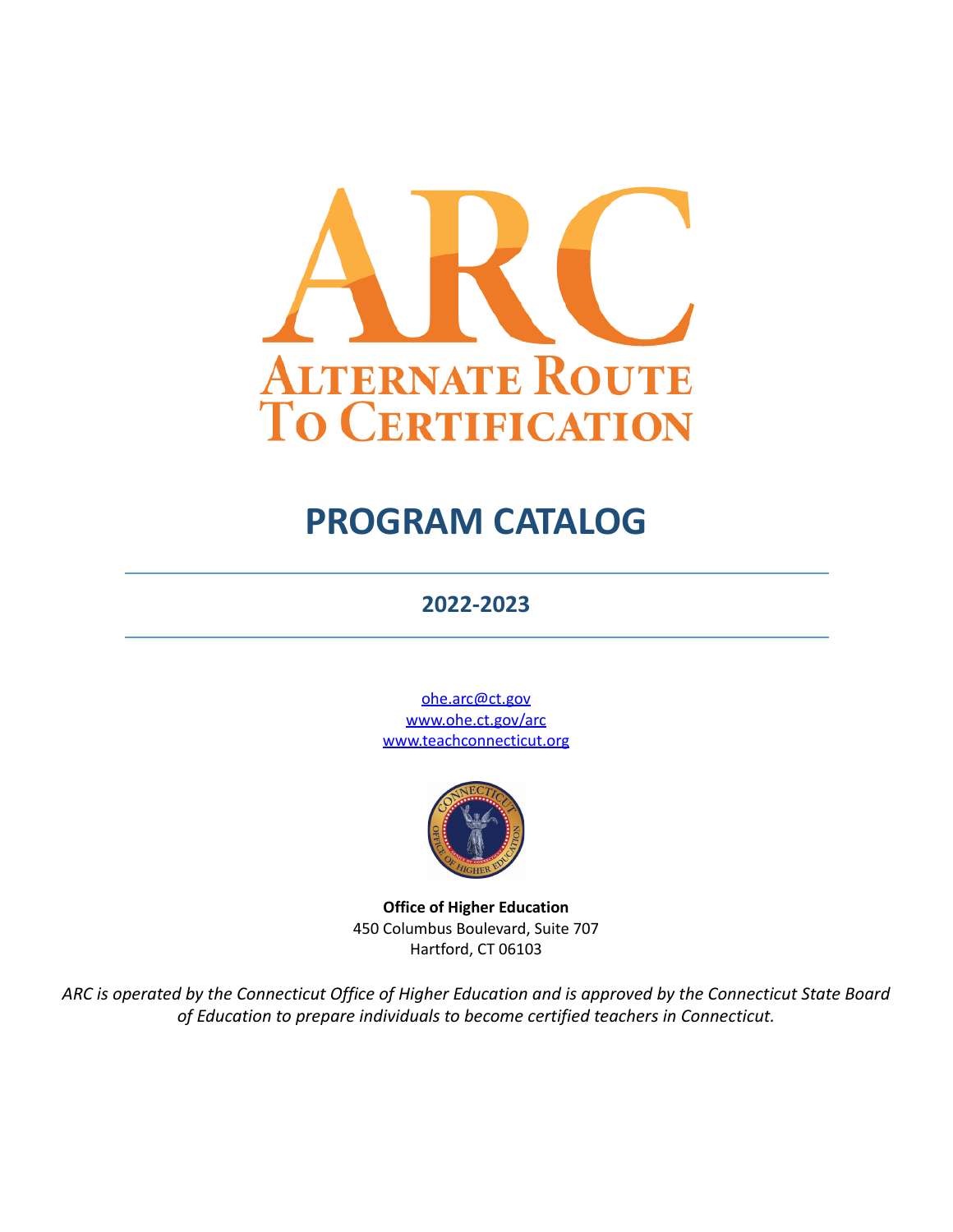# ARC

## ALTERNATE ROUTE TO CERTIFICATION

# PROGRAM CATALOG

## 2022-2023

ohe.arc@ct.gov
www.ohe.ct.gov/arc
www.teachconnecticut.org

**Office of Higher Education**
450 Columbus Boulevard, Suite 707
Hartford, CT 06103

*ARC is operated by the Connecticut Office of Higher Education and is approved by the Connecticut State Board of Education to prepare individuals to become certified teachers in Connecticut.*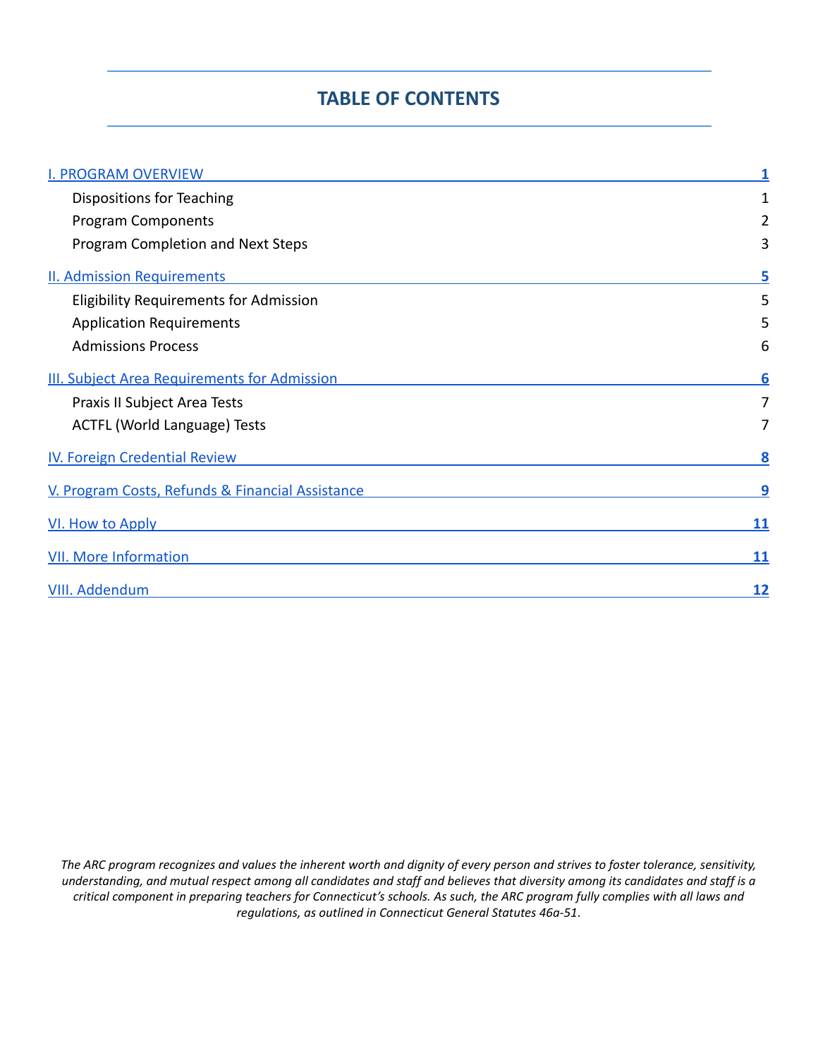# TABLE OF CONTENTS

| | |
|---|---|
| I. PROGRAM OVERVIEW | 1 |
| Dispositions for Teaching | 1 |
| Program Components | 2 |
| Program Completion and Next Steps | 3 |
| II. Admission Requirements | 5 |
| Eligibility Requirements for Admission | 5 |
| Application Requirements | 5 |
| Admissions Process | 6 |
| III. Subject Area Requirements for Admission | 6 |
| Praxis II Subject Area Tests | 7 |
| ACTFL (World Language) Tests | 7 |
| IV. Foreign Credential Review | 8 |
| V. Program Costs, Refunds & Financial Assistance | 9 |
| VI. How to Apply | 11 |
| VII. More Information | 11 |
| VIII. Addendum | 12 |

*The ARC program recognizes and values the inherent worth and dignity of every person and strives to foster tolerance, sensitivity, understanding, and mutual respect among all candidates and staff and believes that diversity among its candidates and staff is a critical component in preparing teachers for Connecticut's schools. As such, the ARC program fully complies with all laws and regulations, as outlined in Connecticut General Statutes 46a-51.*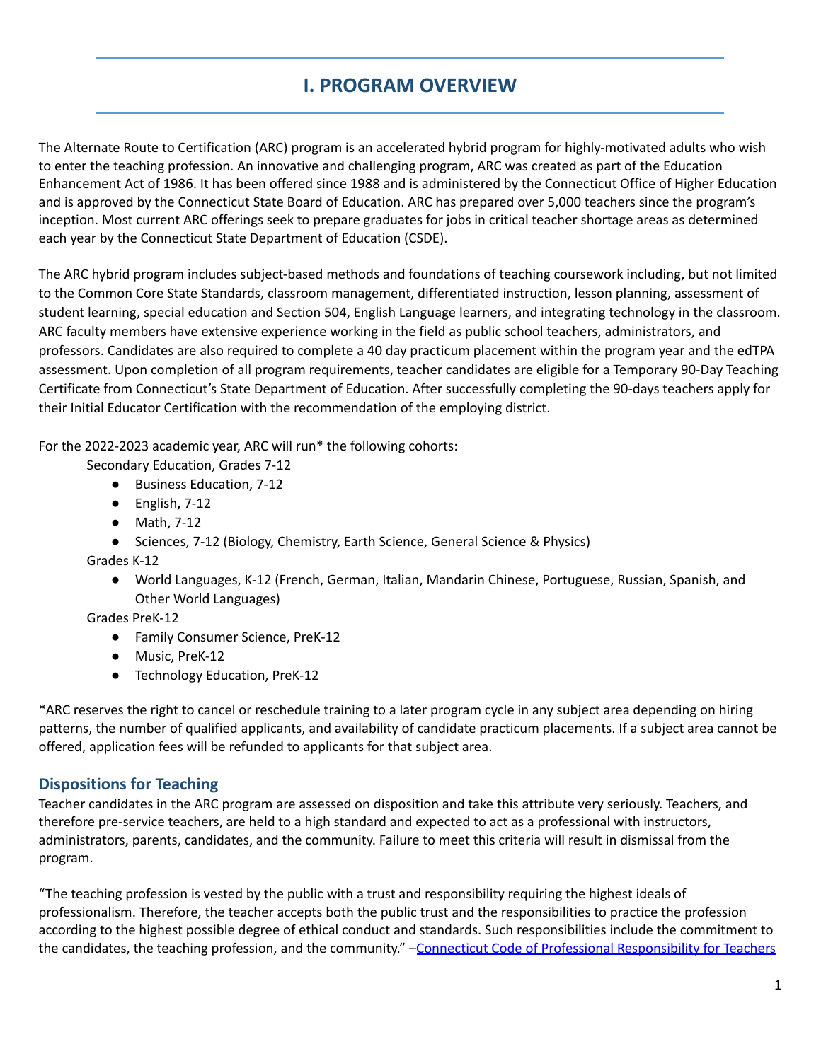# I. PROGRAM OVERVIEW

The Alternate Route to Certification (ARC) program is an accelerated hybrid program for highly-motivated adults who wish to enter the teaching profession. An innovative and challenging program, ARC was created as part of the Education Enhancement Act of 1986. It has been offered since 1988 and is administered by the Connecticut Office of Higher Education and is approved by the Connecticut State Board of Education. ARC has prepared over 5,000 teachers since the program's inception. Most current ARC offerings seek to prepare graduates for jobs in critical teacher shortage areas as determined each year by the Connecticut State Department of Education (CSDE).

The ARC hybrid program includes subject-based methods and foundations of teaching coursework including, but not limited to the Common Core State Standards, classroom management, differentiated instruction, lesson planning, assessment of student learning, special education and Section 504, English Language learners, and integrating technology in the classroom. ARC faculty members have extensive experience working in the field as public school teachers, administrators, and professors. Candidates are also required to complete a 40 day practicum placement within the program year and the edTPA assessment. Upon completion of all program requirements, teacher candidates are eligible for a Temporary 90-Day Teaching Certificate from Connecticut's State Department of Education. After successfully completing the 90-days teachers apply for their Initial Educator Certification with the recommendation of the employing district.

For the 2022-2023 academic year, ARC will run* the following cohorts:

Secondary Education, Grades 7-12

- Business Education, 7-12
- English, 7-12
- Math, 7-12
- Sciences, 7-12 (Biology, Chemistry, Earth Science, General Science & Physics)

Grades K-12

- World Languages, K-12 (French, German, Italian, Mandarin Chinese, Portuguese, Russian, Spanish, and Other World Languages)

Grades PreK-12

- Family Consumer Science, PreK-12
- Music, PreK-12
- Technology Education, PreK-12

*ARC reserves the right to cancel or reschedule training to a later program cycle in any subject area depending on hiring patterns, the number of qualified applicants, and availability of candidate practicum placements. If a subject area cannot be offered, application fees will be refunded to applicants for that subject area.

## Dispositions for Teaching

Teacher candidates in the ARC program are assessed on disposition and take this attribute very seriously. Teachers, and therefore pre-service teachers, are held to a high standard and expected to act as a professional with instructors, administrators, parents, candidates, and the community. Failure to meet this criteria will result in dismissal from the program.

"The teaching profession is vested by the public with a trust and responsibility requiring the highest ideals of professionalism. Therefore, the teacher accepts both the public trust and the responsibilities to practice the profession according to the highest possible degree of ethical conduct and standards. Such responsibilities include the commitment to the candidates, the teaching profession, and the community." –Connecticut Code of Professional Responsibility for Teachers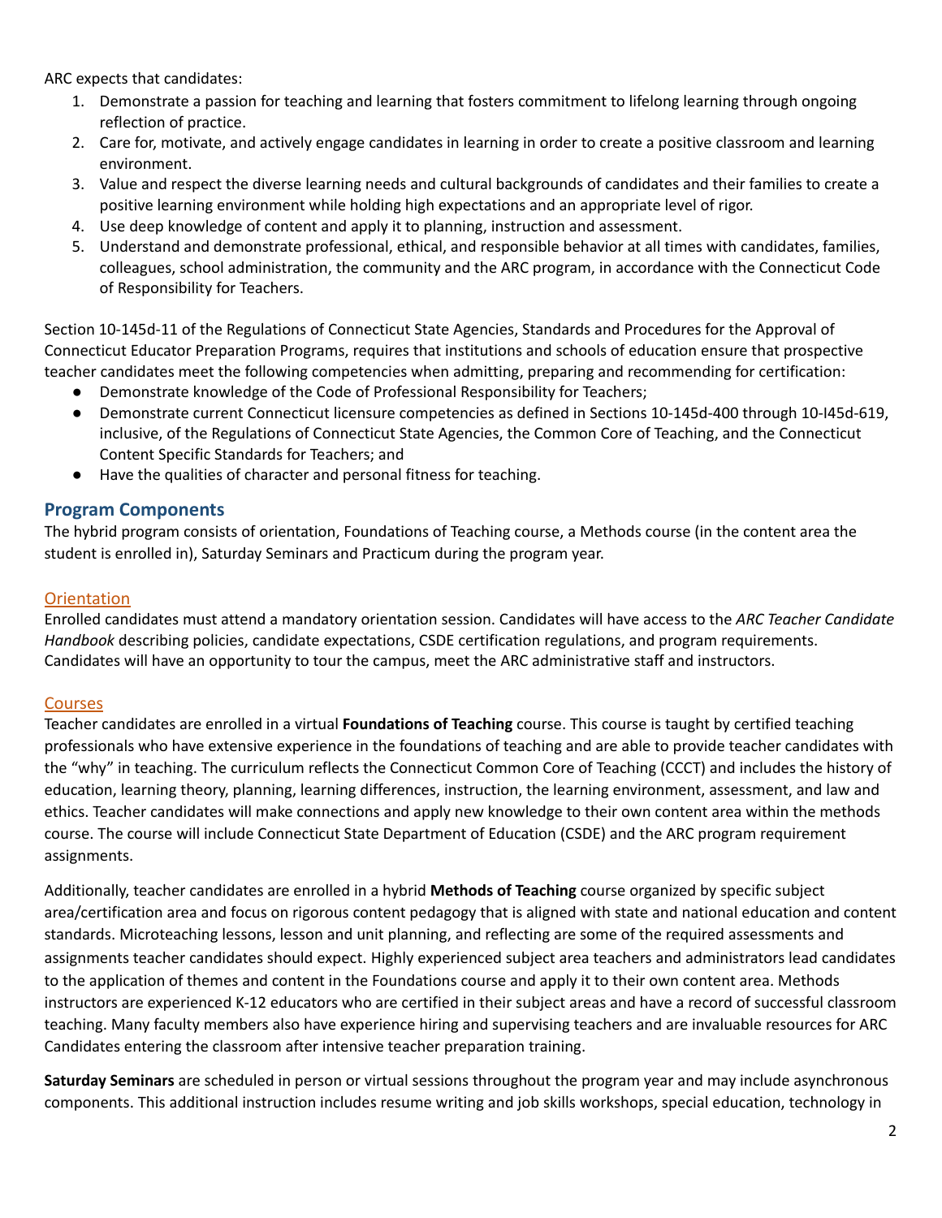ARC expects that candidates:

1. Demonstrate a passion for teaching and learning that fosters commitment to lifelong learning through ongoing reflection of practice.
2. Care for, motivate, and actively engage candidates in learning in order to create a positive classroom and learning environment.
3. Value and respect the diverse learning needs and cultural backgrounds of candidates and their families to create a positive learning environment while holding high expectations and an appropriate level of rigor.
4. Use deep knowledge of content and apply it to planning, instruction and assessment.
5. Understand and demonstrate professional, ethical, and responsible behavior at all times with candidates, families, colleagues, school administration, the community and the ARC program, in accordance with the Connecticut Code of Responsibility for Teachers.

Section 10-145d-11 of the Regulations of Connecticut State Agencies, Standards and Procedures for the Approval of Connecticut Educator Preparation Programs, requires that institutions and schools of education ensure that prospective teacher candidates meet the following competencies when admitting, preparing and recommending for certification:

- Demonstrate knowledge of the Code of Professional Responsibility for Teachers;
- Demonstrate current Connecticut licensure competencies as defined in Sections 10-145d-400 through 10-I45d-619, inclusive, of the Regulations of Connecticut State Agencies, the Common Core of Teaching, and the Connecticut Content Specific Standards for Teachers; and
- Have the qualities of character and personal fitness for teaching.

## Program Components

The hybrid program consists of orientation, Foundations of Teaching course, a Methods course (in the content area the student is enrolled in), Saturday Seminars and Practicum during the program year.

### Orientation

Enrolled candidates must attend a mandatory orientation session. Candidates will have access to the *ARC Teacher Candidate Handbook* describing policies, candidate expectations, CSDE certification regulations, and program requirements. Candidates will have an opportunity to tour the campus, meet the ARC administrative staff and instructors.

### Courses

Teacher candidates are enrolled in a virtual **Foundations of Teaching** course. This course is taught by certified teaching professionals who have extensive experience in the foundations of teaching and are able to provide teacher candidates with the "why" in teaching. The curriculum reflects the Connecticut Common Core of Teaching (CCCT) and includes the history of education, learning theory, planning, learning differences, instruction, the learning environment, assessment, and law and ethics. Teacher candidates will make connections and apply new knowledge to their own content area within the methods course. The course will include Connecticut State Department of Education (CSDE) and the ARC program requirement assignments.

Additionally, teacher candidates are enrolled in a hybrid **Methods of Teaching** course organized by specific subject area/certification area and focus on rigorous content pedagogy that is aligned with state and national education and content standards. Microteaching lessons, lesson and unit planning, and reflecting are some of the required assessments and assignments teacher candidates should expect. Highly experienced subject area teachers and administrators lead candidates to the application of themes and content in the Foundations course and apply it to their own content area. Methods instructors are experienced K-12 educators who are certified in their subject areas and have a record of successful classroom teaching. Many faculty members also have experience hiring and supervising teachers and are invaluable resources for ARC Candidates entering the classroom after intensive teacher preparation training.

**Saturday Seminars** are scheduled in person or virtual sessions throughout the program year and may include asynchronous components. This additional instruction includes resume writing and job skills workshops, special education, technology in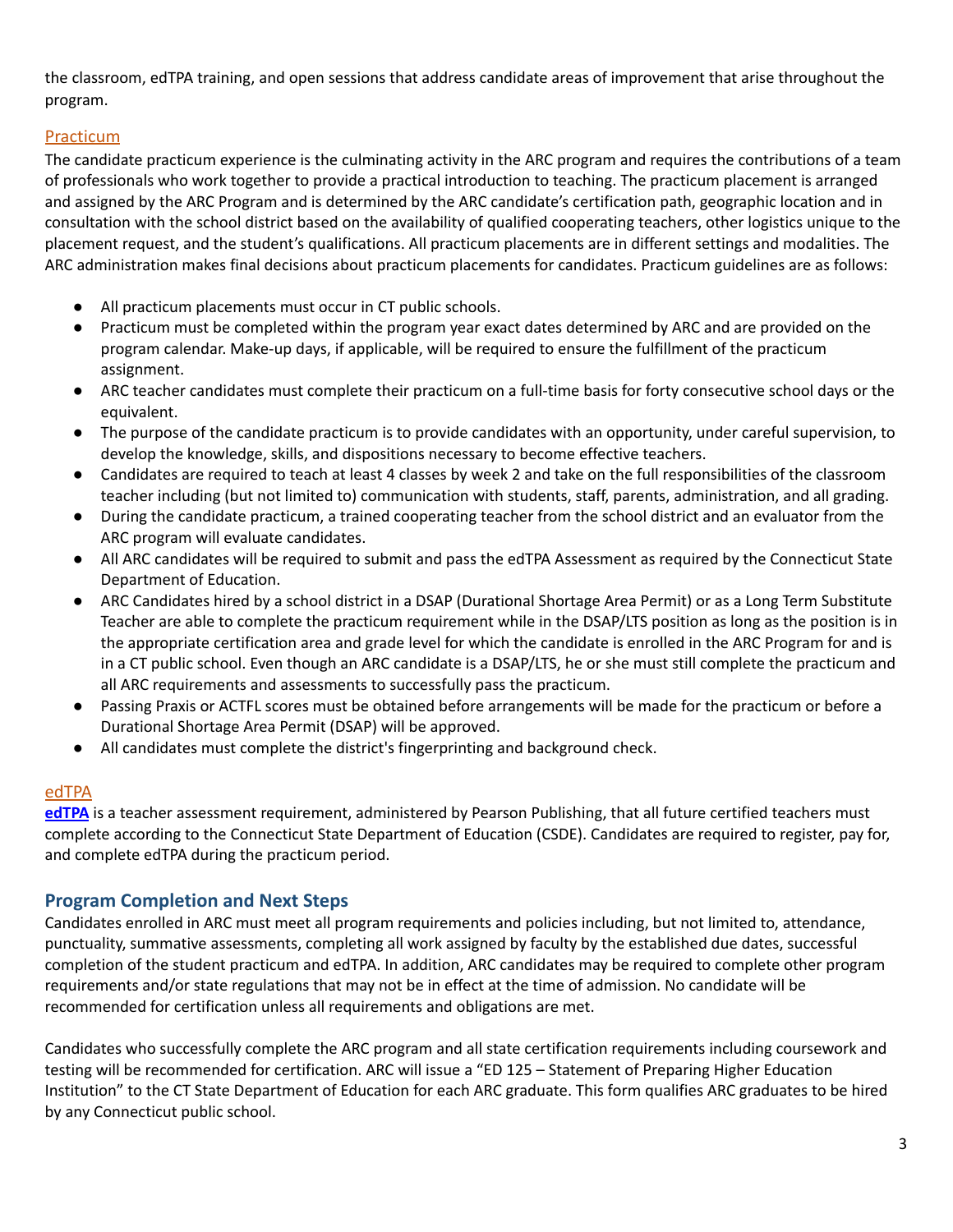the classroom, edTPA training, and open sessions that address candidate areas of improvement that arise throughout the program.

### Practicum

The candidate practicum experience is the culminating activity in the ARC program and requires the contributions of a team of professionals who work together to provide a practical introduction to teaching. The practicum placement is arranged and assigned by the ARC Program and is determined by the ARC candidate's certification path, geographic location and in consultation with the school district based on the availability of qualified cooperating teachers, other logistics unique to the placement request, and the student's qualifications. All practicum placements are in different settings and modalities. The ARC administration makes final decisions about practicum placements for candidates. Practicum guidelines are as follows:

- All practicum placements must occur in CT public schools.
- Practicum must be completed within the program year exact dates determined by ARC and are provided on the program calendar. Make-up days, if applicable, will be required to ensure the fulfillment of the practicum assignment.
- ARC teacher candidates must complete their practicum on a full-time basis for forty consecutive school days or the equivalent.
- The purpose of the candidate practicum is to provide candidates with an opportunity, under careful supervision, to develop the knowledge, skills, and dispositions necessary to become effective teachers.
- Candidates are required to teach at least 4 classes by week 2 and take on the full responsibilities of the classroom teacher including (but not limited to) communication with students, staff, parents, administration, and all grading.
- During the candidate practicum, a trained cooperating teacher from the school district and an evaluator from the ARC program will evaluate candidates.
- All ARC candidates will be required to submit and pass the edTPA Assessment as required by the Connecticut State Department of Education.
- ARC Candidates hired by a school district in a DSAP (Durational Shortage Area Permit) or as a Long Term Substitute Teacher are able to complete the practicum requirement while in the DSAP/LTS position as long as the position is in the appropriate certification area and grade level for which the candidate is enrolled in the ARC Program for and is in a CT public school. Even though an ARC candidate is a DSAP/LTS, he or she must still complete the practicum and all ARC requirements and assessments to successfully pass the practicum.
- Passing Praxis or ACTFL scores must be obtained before arrangements will be made for the practicum or before a Durational Shortage Area Permit (DSAP) will be approved.
- All candidates must complete the district's fingerprinting and background check.

### edTPA

**edTPA** is a teacher assessment requirement, administered by Pearson Publishing, that all future certified teachers must complete according to the Connecticut State Department of Education (CSDE). Candidates are required to register, pay for, and complete edTPA during the practicum period.

## Program Completion and Next Steps

Candidates enrolled in ARC must meet all program requirements and policies including, but not limited to, attendance, punctuality, summative assessments, completing all work assigned by faculty by the established due dates, successful completion of the student practicum and edTPA. In addition, ARC candidates may be required to complete other program requirements and/or state regulations that may not be in effect at the time of admission. No candidate will be recommended for certification unless all requirements and obligations are met.

Candidates who successfully complete the ARC program and all state certification requirements including coursework and testing will be recommended for certification. ARC will issue a "ED 125 – Statement of Preparing Higher Education Institution" to the CT State Department of Education for each ARC graduate. This form qualifies ARC graduates to be hired by any Connecticut public school.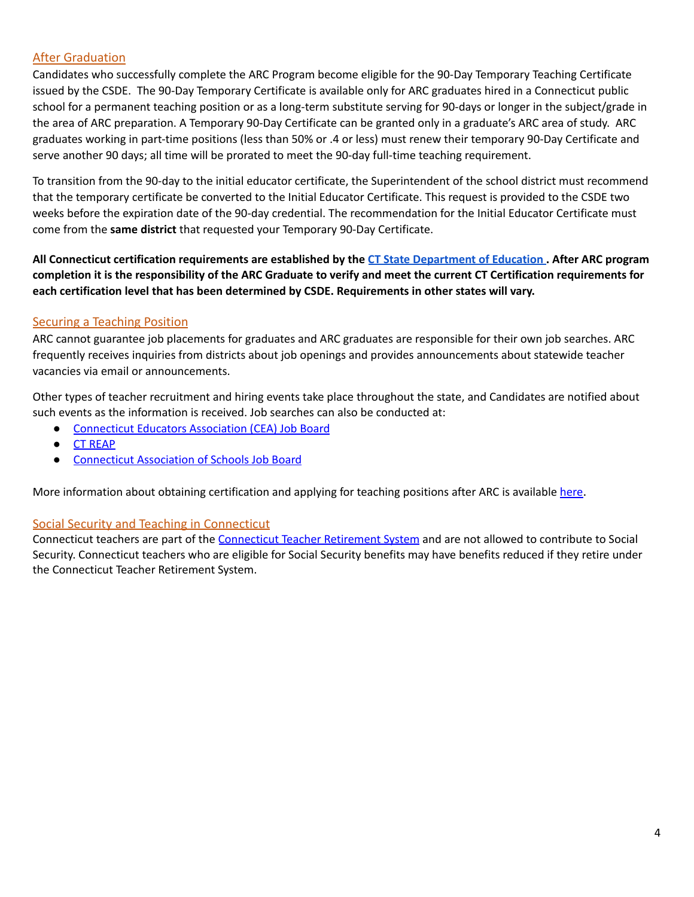## After Graduation

Candidates who successfully complete the ARC Program become eligible for the 90-Day Temporary Teaching Certificate issued by the CSDE. The 90-Day Temporary Certificate is available only for ARC graduates hired in a Connecticut public school for a permanent teaching position or as a long-term substitute serving for 90-days or longer in the subject/grade in the area of ARC preparation. A Temporary 90-Day Certificate can be granted only in a graduate's ARC area of study. ARC graduates working in part-time positions (less than 50% or .4 or less) must renew their temporary 90-Day Certificate and serve another 90 days; all time will be prorated to meet the 90-day full-time teaching requirement.

To transition from the 90-day to the initial educator certificate, the Superintendent of the school district must recommend that the temporary certificate be converted to the Initial Educator Certificate. This request is provided to the CSDE two weeks before the expiration date of the 90-day credential. The recommendation for the Initial Educator Certificate must come from the **same district** that requested your Temporary 90-Day Certificate.

**All Connecticut certification requirements are established by the CT State Department of Education. After ARC program completion it is the responsibility of the ARC Graduate to verify and meet the current CT Certification requirements for each certification level that has been determined by CSDE. Requirements in other states will vary.**

## Securing a Teaching Position

ARC cannot guarantee job placements for graduates and ARC graduates are responsible for their own job searches. ARC frequently receives inquiries from districts about job openings and provides announcements about statewide teacher vacancies via email or announcements.

Other types of teacher recruitment and hiring events take place throughout the state, and Candidates are notified about such events as the information is received. Job searches can also be conducted at:

- Connecticut Educators Association (CEA) Job Board
- CT REAP
- Connecticut Association of Schools Job Board

More information about obtaining certification and applying for teaching positions after ARC is available here.

## Social Security and Teaching in Connecticut

Connecticut teachers are part of the Connecticut Teacher Retirement System and are not allowed to contribute to Social Security. Connecticut teachers who are eligible for Social Security benefits may have benefits reduced if they retire under the Connecticut Teacher Retirement System.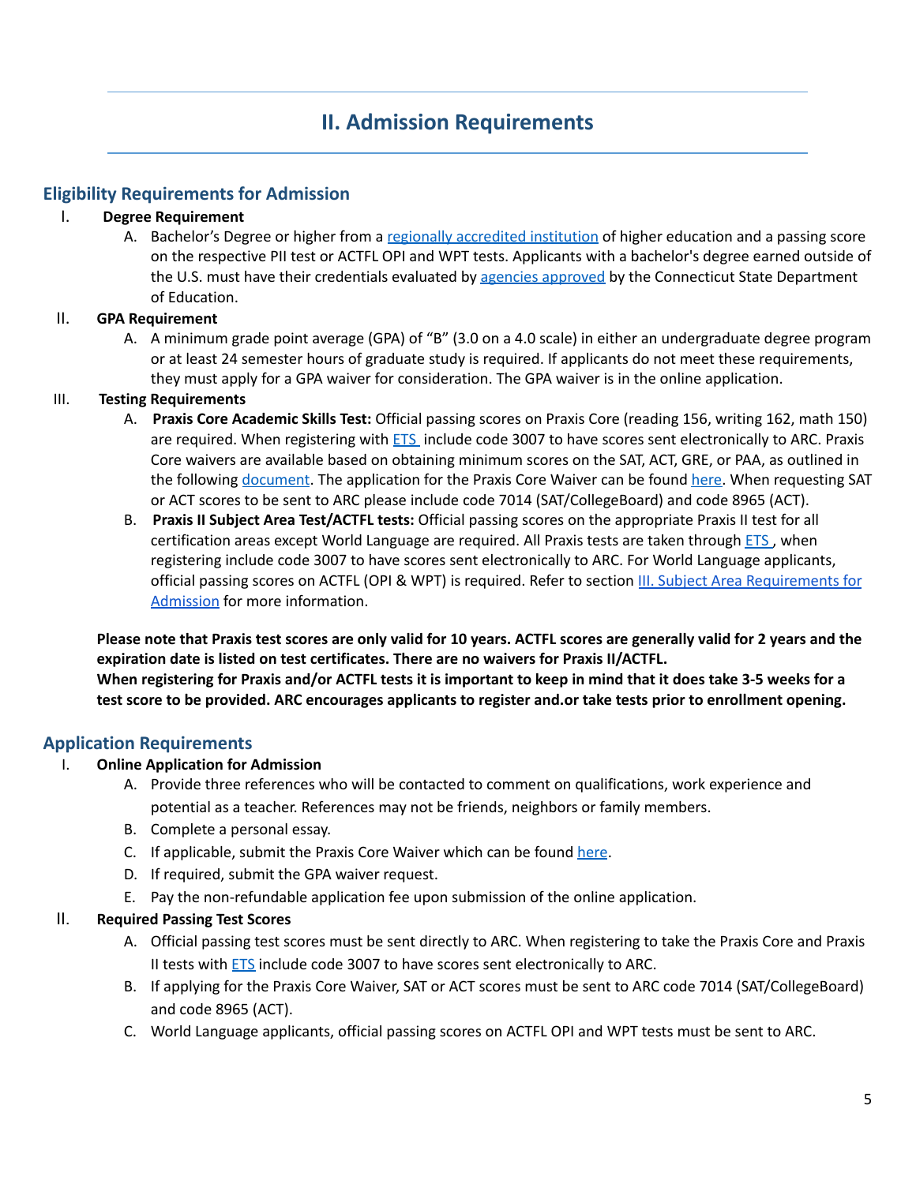# II. Admission Requirements

## Eligibility Requirements for Admission

I. **Degree Requirement**

   A. Bachelor's Degree or higher from a regionally accredited institution of higher education and a passing score on the respective PII test or ACTFL OPI and WPT tests. Applicants with a bachelor's degree earned outside of the U.S. must have their credentials evaluated by agencies approved by the Connecticut State Department of Education.

II. **GPA Requirement**

   A. A minimum grade point average (GPA) of "B" (3.0 on a 4.0 scale) in either an undergraduate degree program or at least 24 semester hours of graduate study is required. If applicants do not meet these requirements, they must apply for a GPA waiver for consideration. The GPA waiver is in the online application.

III. **Testing Requirements**

   A. **Praxis Core Academic Skills Test:** Official passing scores on Praxis Core (reading 156, writing 162, math 150) are required. When registering with ETS include code 3007 to have scores sent electronically to ARC. Praxis Core waivers are available based on obtaining minimum scores on the SAT, ACT, GRE, or PAA, as outlined in the following document. The application for the Praxis Core Waiver can be found here. When requesting SAT or ACT scores to be sent to ARC please include code 7014 (SAT/CollegeBoard) and code 8965 (ACT).

   B. **Praxis II Subject Area Test/ACTFL tests:** Official passing scores on the appropriate Praxis II test for all certification areas except World Language are required. All Praxis tests are taken through ETS , when registering include code 3007 to have scores sent electronically to ARC. For World Language applicants, official passing scores on ACTFL (OPI & WPT) is required. Refer to section III. Subject Area Requirements for Admission for more information.

**Please note that Praxis test scores are only valid for 10 years. ACTFL scores are generally valid for 2 years and the expiration date is listed on test certificates. There are no waivers for Praxis II/ACTFL.**
**When registering for Praxis and/or ACTFL tests it is important to keep in mind that it does take 3-5 weeks for a test score to be provided. ARC encourages applicants to register and.or take tests prior to enrollment opening.**

## Application Requirements

I. **Online Application for Admission**

   A. Provide three references who will be contacted to comment on qualifications, work experience and potential as a teacher. References may not be friends, neighbors or family members.

   B. Complete a personal essay.

   C. If applicable, submit the Praxis Core Waiver which can be found here.

   D. If required, submit the GPA waiver request.

   E. Pay the non-refundable application fee upon submission of the online application.

II. **Required Passing Test Scores**

   A. Official passing test scores must be sent directly to ARC. When registering to take the Praxis Core and Praxis II tests with ETS include code 3007 to have scores sent electronically to ARC.

   B. If applying for the Praxis Core Waiver, SAT or ACT scores must be sent to ARC code 7014 (SAT/CollegeBoard) and code 8965 (ACT).

   C. World Language applicants, official passing scores on ACTFL OPI and WPT tests must be sent to ARC.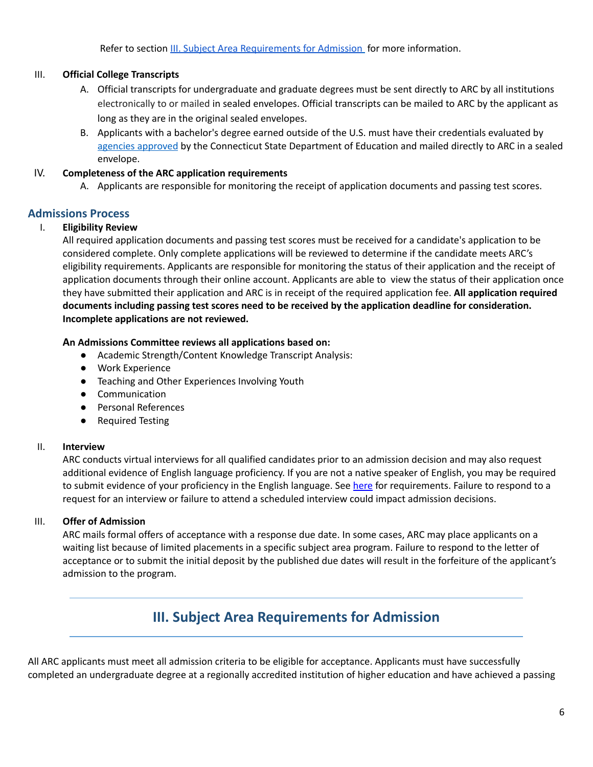Refer to section [III. Subject Area Requirements for Admission](#) for more information.

III. **Official College Transcripts**

A. Official transcripts for undergraduate and graduate degrees must be sent directly to ARC by all institutions electronically to or mailed in sealed envelopes. Official transcripts can be mailed to ARC by the applicant as long as they are in the original sealed envelopes.

B. Applicants with a bachelor's degree earned outside of the U.S. must have their credentials evaluated by [agencies approved](#) by the Connecticut State Department of Education and mailed directly to ARC in a sealed envelope.

IV. **Completeness of the ARC application requirements**

A. Applicants are responsible for monitoring the receipt of application documents and passing test scores.

## Admissions Process

I. **Eligibility Review**

All required application documents and passing test scores must be received for a candidate's application to be considered complete. Only complete applications will be reviewed to determine if the candidate meets ARC's eligibility requirements. Applicants are responsible for monitoring the status of their application and the receipt of application documents through their online account. Applicants are able to view the status of their application once they have submitted their application and ARC is in receipt of the required application fee. **All application required documents including passing test scores need to be received by the application deadline for consideration. Incomplete applications are not reviewed.**

**An Admissions Committee reviews all applications based on:**

- Academic Strength/Content Knowledge Transcript Analysis:
- Work Experience
- Teaching and Other Experiences Involving Youth
- Communication
- Personal References
- Required Testing

II. **Interview**

ARC conducts virtual interviews for all qualified candidates prior to an admission decision and may also request additional evidence of English language proficiency. If you are not a native speaker of English, you may be required to submit evidence of your proficiency in the English language. See [here](#) for requirements. Failure to respond to a request for an interview or failure to attend a scheduled interview could impact admission decisions.

III. **Offer of Admission**

ARC mails formal offers of acceptance with a response due date. In some cases, ARC may place applicants on a waiting list because of limited placements in a specific subject area program. Failure to respond to the letter of acceptance or to submit the initial deposit by the published due dates will result in the forfeiture of the applicant's admission to the program.

---

# III. Subject Area Requirements for Admission

---

All ARC applicants must meet all admission criteria to be eligible for acceptance. Applicants must have successfully completed an undergraduate degree at a regionally accredited institution of higher education and have achieved a passing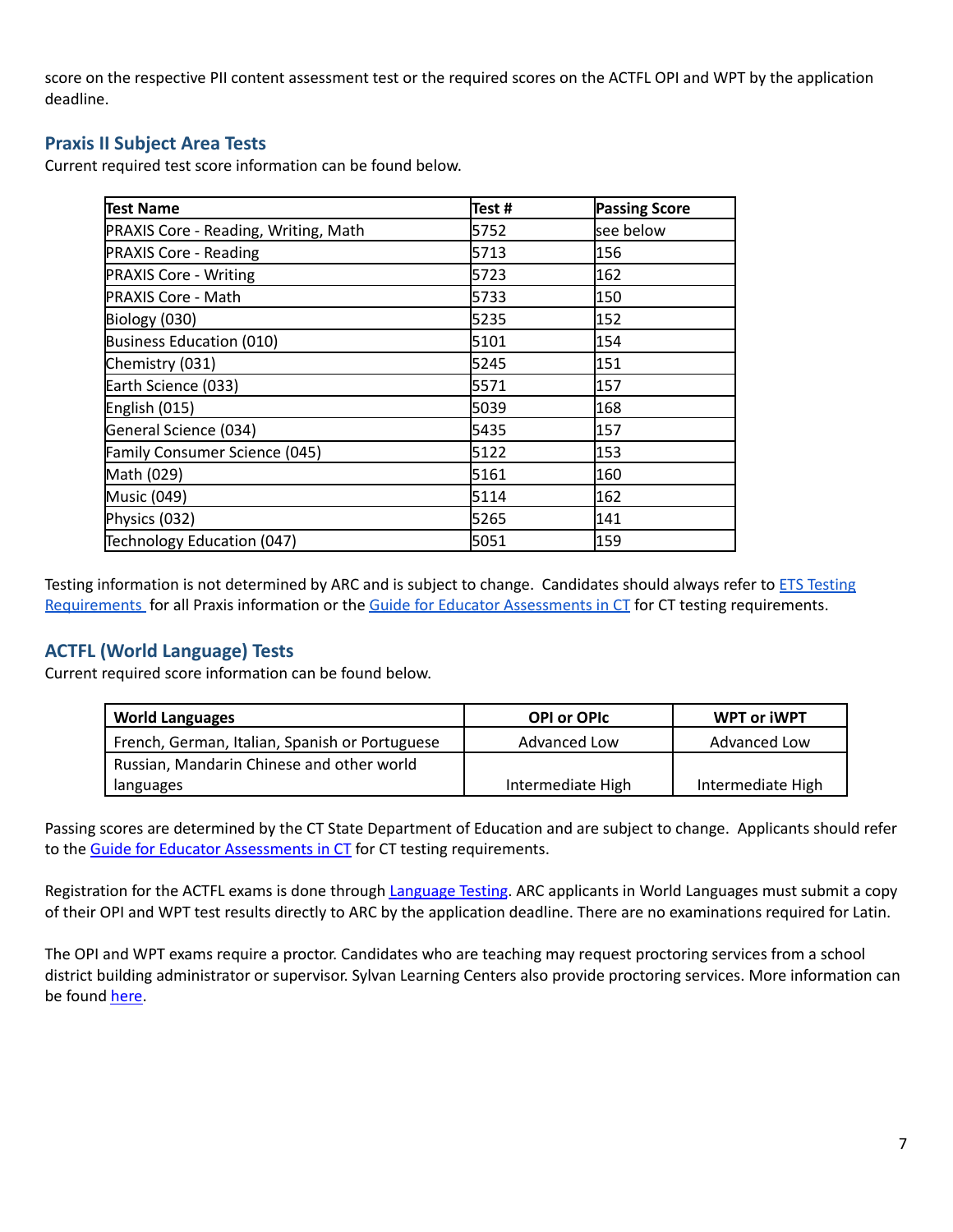score on the respective PII content assessment test or the required scores on the ACTFL OPI and WPT by the application deadline.

## Praxis II Subject Area Tests

Current required test score information can be found below.

| Test Name | Test # | Passing Score |
|---|---|---|
| PRAXIS Core - Reading, Writing, Math | 5752 | see below |
| PRAXIS Core - Reading | 5713 | 156 |
| PRAXIS Core - Writing | 5723 | 162 |
| PRAXIS Core - Math | 5733 | 150 |
| Biology (030) | 5235 | 152 |
| Business Education (010) | 5101 | 154 |
| Chemistry (031) | 5245 | 151 |
| Earth Science (033) | 5571 | 157 |
| English (015) | 5039 | 168 |
| General Science (034) | 5435 | 157 |
| Family Consumer Science (045) | 5122 | 153 |
| Math (029) | 5161 | 160 |
| Music (049) | 5114 | 162 |
| Physics (032) | 5265 | 141 |
| Technology Education (047) | 5051 | 159 |

Testing information is not determined by ARC and is subject to change. Candidates should always refer to [ETS Testing Requirements](#) for all Praxis information or the [Guide for Educator Assessments in CT](#) for CT testing requirements.

## ACTFL (World Language) Tests

Current required score information can be found below.

| World Languages | OPI or OPIc | WPT or iWPT |
|---|---|---|
| French, German, Italian, Spanish or Portuguese | Advanced Low | Advanced Low |
| Russian, Mandarin Chinese and other world languages | Intermediate High | Intermediate High |

Passing scores are determined by the CT State Department of Education and are subject to change. Applicants should refer to the [Guide for Educator Assessments in CT](#) for CT testing requirements.

Registration for the ACTFL exams is done through [Language Testing](#). ARC applicants in World Languages must submit a copy of their OPI and WPT test results directly to ARC by the application deadline. There are no examinations required for Latin.

The OPI and WPT exams require a proctor. Candidates who are teaching may request proctoring services from a school district building administrator or supervisor. Sylvan Learning Centers also provide proctoring services. More information can be found [here](#).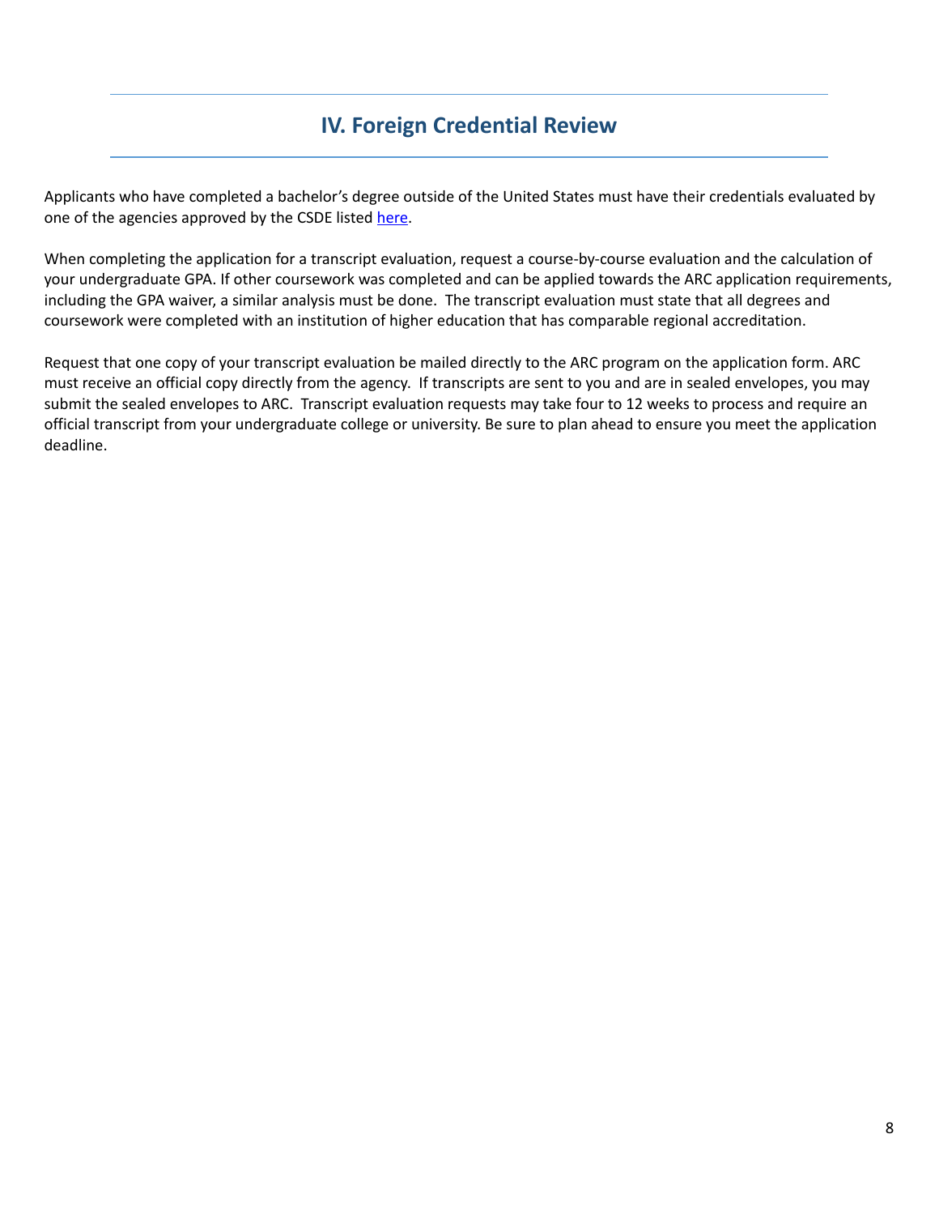## IV. Foreign Credential Review

Applicants who have completed a bachelor's degree outside of the United States must have their credentials evaluated by one of the agencies approved by the CSDE listed here.

When completing the application for a transcript evaluation, request a course-by-course evaluation and the calculation of your undergraduate GPA. If other coursework was completed and can be applied towards the ARC application requirements, including the GPA waiver, a similar analysis must be done. The transcript evaluation must state that all degrees and coursework were completed with an institution of higher education that has comparable regional accreditation.

Request that one copy of your transcript evaluation be mailed directly to the ARC program on the application form. ARC must receive an official copy directly from the agency. If transcripts are sent to you and are in sealed envelopes, you may submit the sealed envelopes to ARC. Transcript evaluation requests may take four to 12 weeks to process and require an official transcript from your undergraduate college or university. Be sure to plan ahead to ensure you meet the application deadline.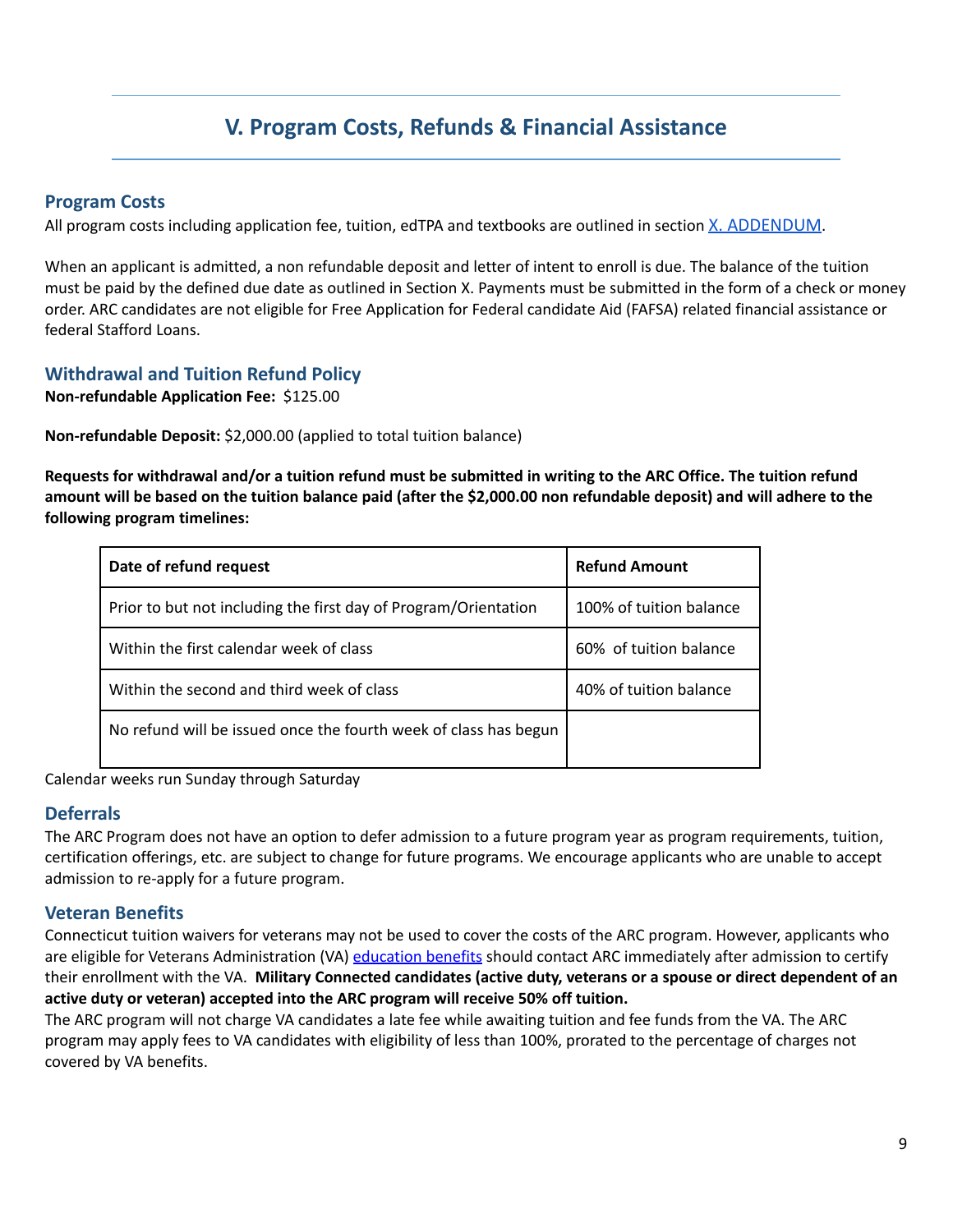## V. Program Costs, Refunds & Financial Assistance

### Program Costs

All program costs including application fee, tuition, edTPA and textbooks are outlined in section [X. ADDENDUM](#).

When an applicant is admitted, a non refundable deposit and letter of intent to enroll is due. The balance of the tuition must be paid by the defined due date as outlined in Section X. Payments must be submitted in the form of a check or money order. ARC candidates are not eligible for Free Application for Federal candidate Aid (FAFSA) related financial assistance or federal Stafford Loans.

### Withdrawal and Tuition Refund Policy

**Non-refundable Application Fee:** $125.00

**Non-refundable Deposit:** $2,000.00 (applied to total tuition balance)

**Requests for withdrawal and/or a tuition refund must be submitted in writing to the ARC Office. The tuition refund amount will be based on the tuition balance paid (after the $2,000.00 non refundable deposit) and will adhere to the following program timelines:**

| Date of refund request | Refund Amount |
|---|---|
| Prior to but not including the first day of Program/Orientation | 100% of tuition balance |
| Within the first calendar week of class | 60% of tuition balance |
| Within the second and third week of class | 40% of tuition balance |
| No refund will be issued once the fourth week of class has begun | |

Calendar weeks run Sunday through Saturday

### Deferrals

The ARC Program does not have an option to defer admission to a future program year as program requirements, tuition, certification offerings, etc. are subject to change for future programs. We encourage applicants who are unable to accept admission to re-apply for a future program.

### Veteran Benefits

Connecticut tuition waivers for veterans may not be used to cover the costs of the ARC program. However, applicants who are eligible for Veterans Administration (VA) [education benefits](#) should contact ARC immediately after admission to certify their enrollment with the VA. **Military Connected candidates (active duty, veterans or a spouse or direct dependent of an active duty or veteran) accepted into the ARC program will receive 50% off tuition.**

The ARC program will not charge VA candidates a late fee while awaiting tuition and fee funds from the VA. The ARC program may apply fees to VA candidates with eligibility of less than 100%, prorated to the percentage of charges not covered by VA benefits.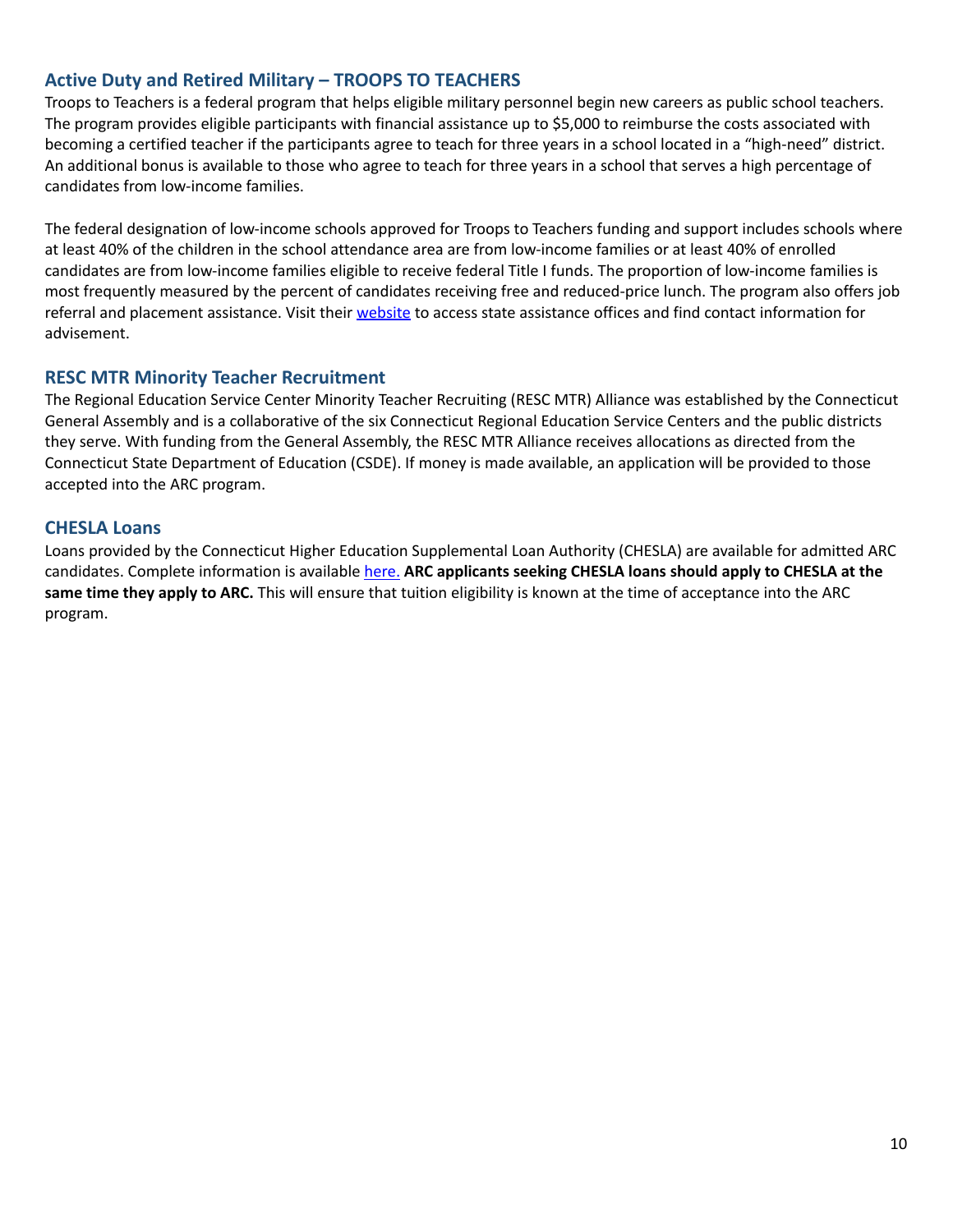## Active Duty and Retired Military – TROOPS TO TEACHERS

Troops to Teachers is a federal program that helps eligible military personnel begin new careers as public school teachers. The program provides eligible participants with financial assistance up to $5,000 to reimburse the costs associated with becoming a certified teacher if the participants agree to teach for three years in a school located in a "high-need" district. An additional bonus is available to those who agree to teach for three years in a school that serves a high percentage of candidates from low-income families.

The federal designation of low-income schools approved for Troops to Teachers funding and support includes schools where at least 40% of the children in the school attendance area are from low-income families or at least 40% of enrolled candidates are from low-income families eligible to receive federal Title I funds. The proportion of low-income families is most frequently measured by the percent of candidates receiving free and reduced-price lunch. The program also offers job referral and placement assistance. Visit their website to access state assistance offices and find contact information for advisement.

## RESC MTR Minority Teacher Recruitment

The Regional Education Service Center Minority Teacher Recruiting (RESC MTR) Alliance was established by the Connecticut General Assembly and is a collaborative of the six Connecticut Regional Education Service Centers and the public districts they serve. With funding from the General Assembly, the RESC MTR Alliance receives allocations as directed from the Connecticut State Department of Education (CSDE). If money is made available, an application will be provided to those accepted into the ARC program.

## CHESLA Loans

Loans provided by the Connecticut Higher Education Supplemental Loan Authority (CHESLA) are available for admitted ARC candidates. Complete information is available here. **ARC applicants seeking CHESLA loans should apply to CHESLA at the same time they apply to ARC.** This will ensure that tuition eligibility is known at the time of acceptance into the ARC program.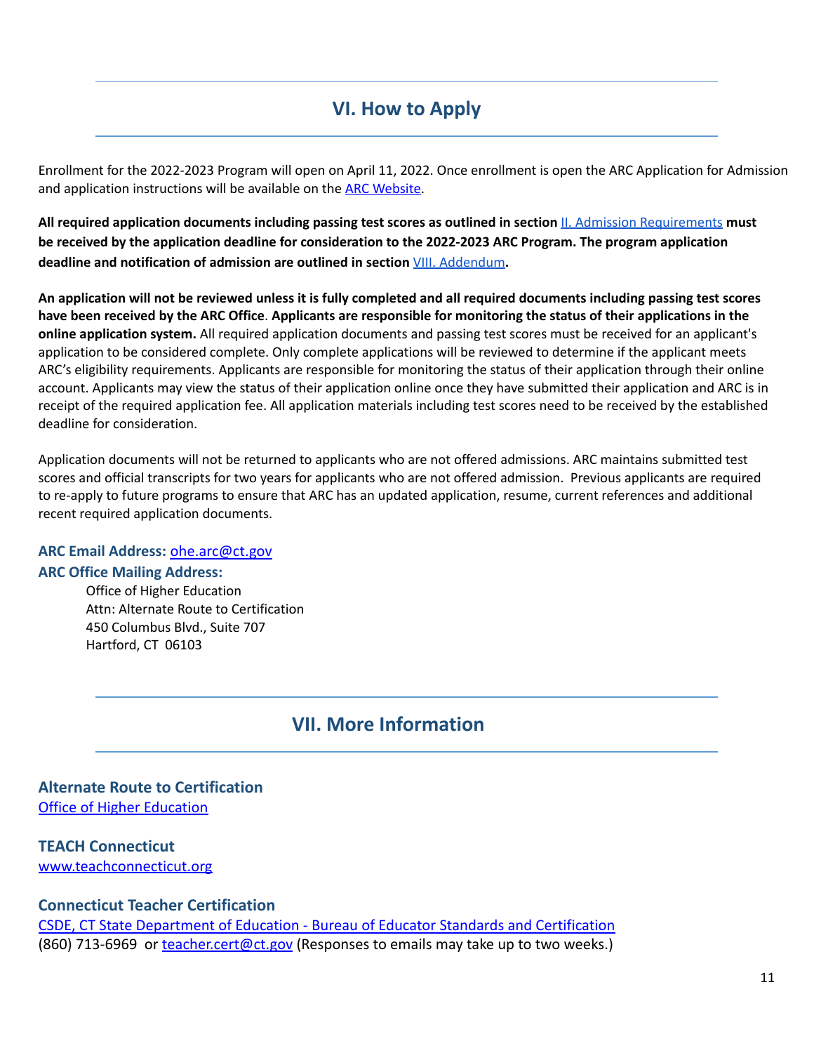## VI. How to Apply

Enrollment for the 2022-2023 Program will open on April 11, 2022. Once enrollment is open the ARC Application for Admission and application instructions will be available on the ARC Website.

**All required application documents including passing test scores as outlined in section** II. Admission Requirements **must be received by the application deadline for consideration to the 2022-2023 ARC Program. The program application deadline and notification of admission are outlined in section** VIII. Addendum**.**

**An application will not be reviewed unless it is fully completed and all required documents including passing test scores have been received by the ARC Office**. **Applicants are responsible for monitoring the status of their applications in the online application system.** All required application documents and passing test scores must be received for an applicant's application to be considered complete. Only complete applications will be reviewed to determine if the applicant meets ARC's eligibility requirements. Applicants are responsible for monitoring the status of their application through their online account. Applicants may view the status of their application online once they have submitted their application and ARC is in receipt of the required application fee. All application materials including test scores need to be received by the established deadline for consideration.

Application documents will not be returned to applicants who are not offered admissions. ARC maintains submitted test scores and official transcripts for two years for applicants who are not offered admission. Previous applicants are required to re-apply to future programs to ensure that ARC has an updated application, resume, current references and additional recent required application documents.

**ARC Email Address:** ohe.arc@ct.gov

**ARC Office Mailing Address:**

Office of Higher Education
Attn: Alternate Route to Certification
450 Columbus Blvd., Suite 707
Hartford, CT 06103

## VII. More Information

### Alternate Route to Certification

Office of Higher Education

### TEACH Connecticut

www.teachconnecticut.org

### Connecticut Teacher Certification

CSDE, CT State Department of Education - Bureau of Educator Standards and Certification
(860) 713-6969 or teacher.cert@ct.gov (Responses to emails may take up to two weeks.)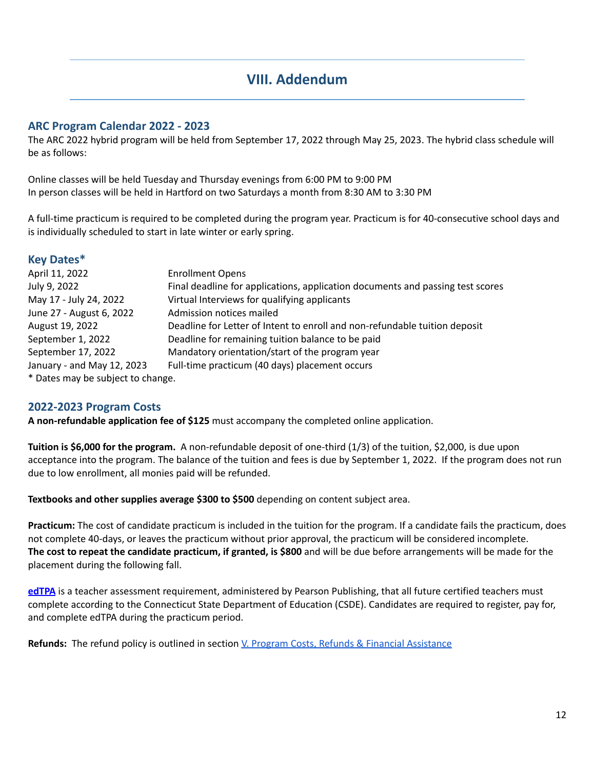# VIII. Addendum

## ARC Program Calendar 2022 - 2023

The ARC 2022 hybrid program will be held from September 17, 2022 through May 25, 2023. The hybrid class schedule will be as follows:

Online classes will be held Tuesday and Thursday evenings from 6:00 PM to 9:00 PM
In person classes will be held in Hartford on two Saturdays a month from 8:30 AM to 3:30 PM

A full-time practicum is required to be completed during the program year. Practicum is for 40-consecutive school days and is individually scheduled to start in late winter or early spring.

## Key Dates*

| | |
|---|---|
| April 11, 2022 | Enrollment Opens |
| July 9, 2022 | Final deadline for applications, application documents and passing test scores |
| May 17 - July 24, 2022 | Virtual Interviews for qualifying applicants |
| June 27 - August 6, 2022 | Admission notices mailed |
| August 19, 2022 | Deadline for Letter of Intent to enroll and non-refundable tuition deposit |
| September 1, 2022 | Deadline for remaining tuition balance to be paid |
| September 17, 2022 | Mandatory orientation/start of the program year |
| January - and May 12, 2023 | Full-time practicum (40 days) placement occurs |

* Dates may be subject to change.

## 2022-2023 Program Costs

**A non-refundable application fee of $125** must accompany the completed online application.

**Tuition is $6,000 for the program.** A non-refundable deposit of one-third (1/3) of the tuition, $2,000, is due upon acceptance into the program. The balance of the tuition and fees is due by September 1, 2022. If the program does not run due to low enrollment, all monies paid will be refunded.

**Textbooks and other supplies average $300 to $500** depending on content subject area.

**Practicum:** The cost of candidate practicum is included in the tuition for the program. If a candidate fails the practicum, does not complete 40-days, or leaves the practicum without prior approval, the practicum will be considered incomplete. **The cost to repeat the candidate practicum, if granted, is $800** and will be due before arrangements will be made for the placement during the following fall.

**edTPA** is a teacher assessment requirement, administered by Pearson Publishing, that all future certified teachers must complete according to the Connecticut State Department of Education (CSDE). Candidates are required to register, pay for, and complete edTPA during the practicum period.

**Refunds:** The refund policy is outlined in section V. Program Costs, Refunds & Financial Assistance